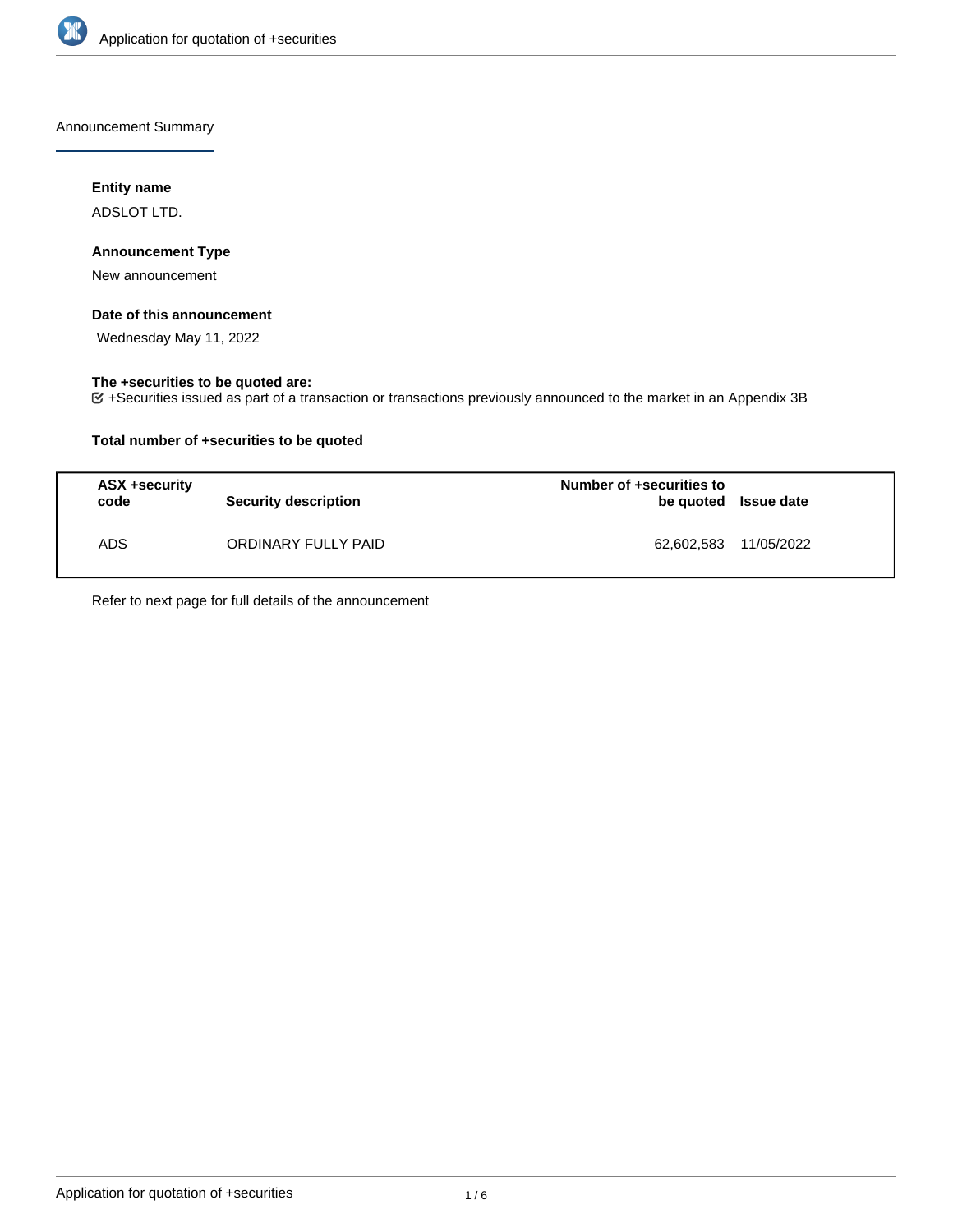Announcement Summary

**Entity name**

ADSLOT LTD.

**Announcement Type**

New announcement

**Date of this announcement**

Wednesday May 11, 2022

**The +securities to be quoted are:**

☑ +Securities issued as part of a transaction or transactions previously announced to the market in an Appendix 3B

**Total number of +securities to be quoted**

| ASX +security code | Security description | Number of +securities to be quoted | Issue date |
|---|---|---|---|
| ADS | ORDINARY FULLY PAID | 62,602,583 | 11/05/2022 |

Refer to next page for full details of the announcement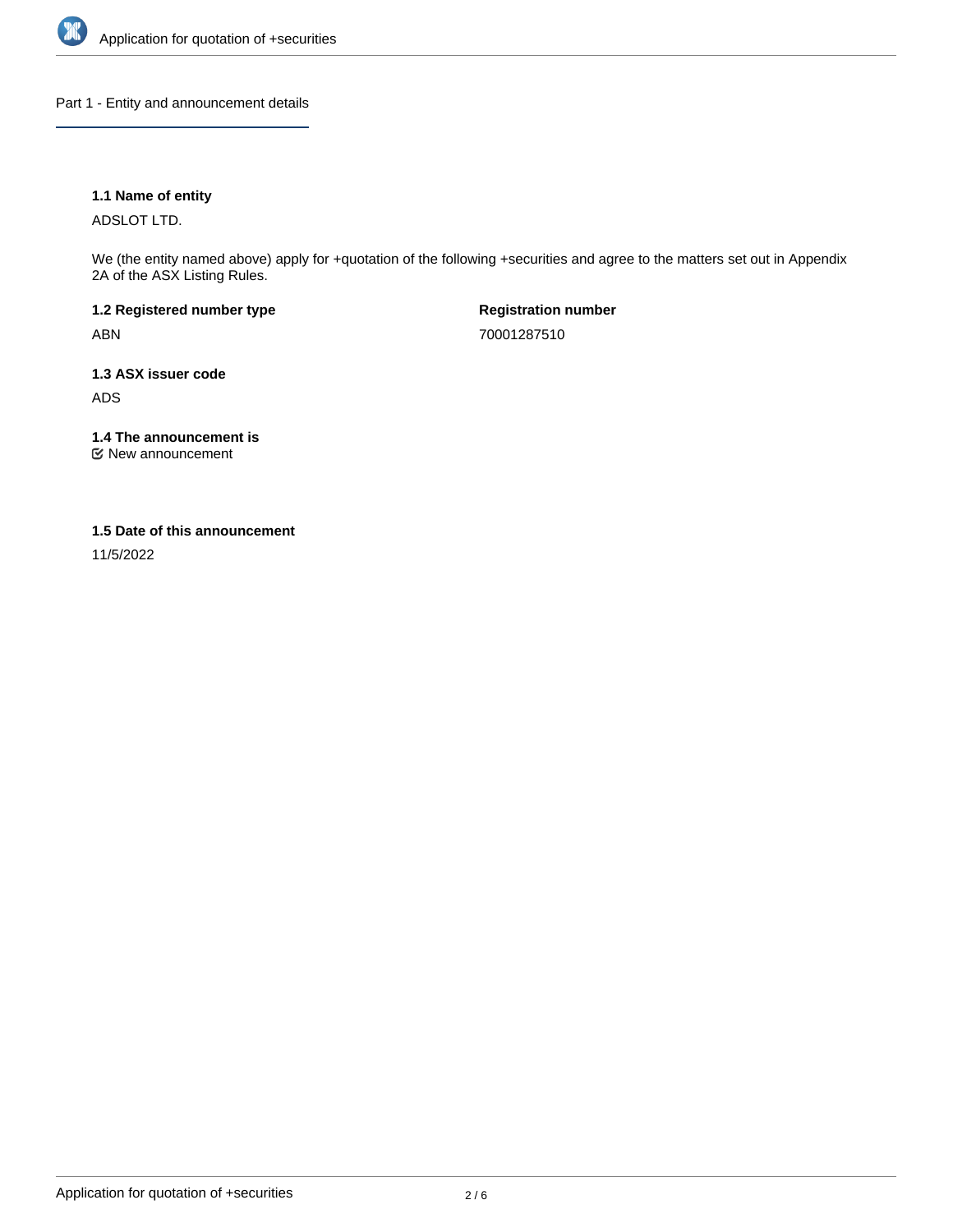## Part 1 - Entity and announcement details

**1.1 Name of entity**

ADSLOT LTD.

We (the entity named above) apply for +quotation of the following +securities and agree to the matters set out in Appendix 2A of the ASX Listing Rules.

**1.2 Registered number type**

ABN

**Registration number**

70001287510

**1.3 ASX issuer code**

ADS

**1.4 The announcement is**

New announcement

**1.5 Date of this announcement**

11/5/2022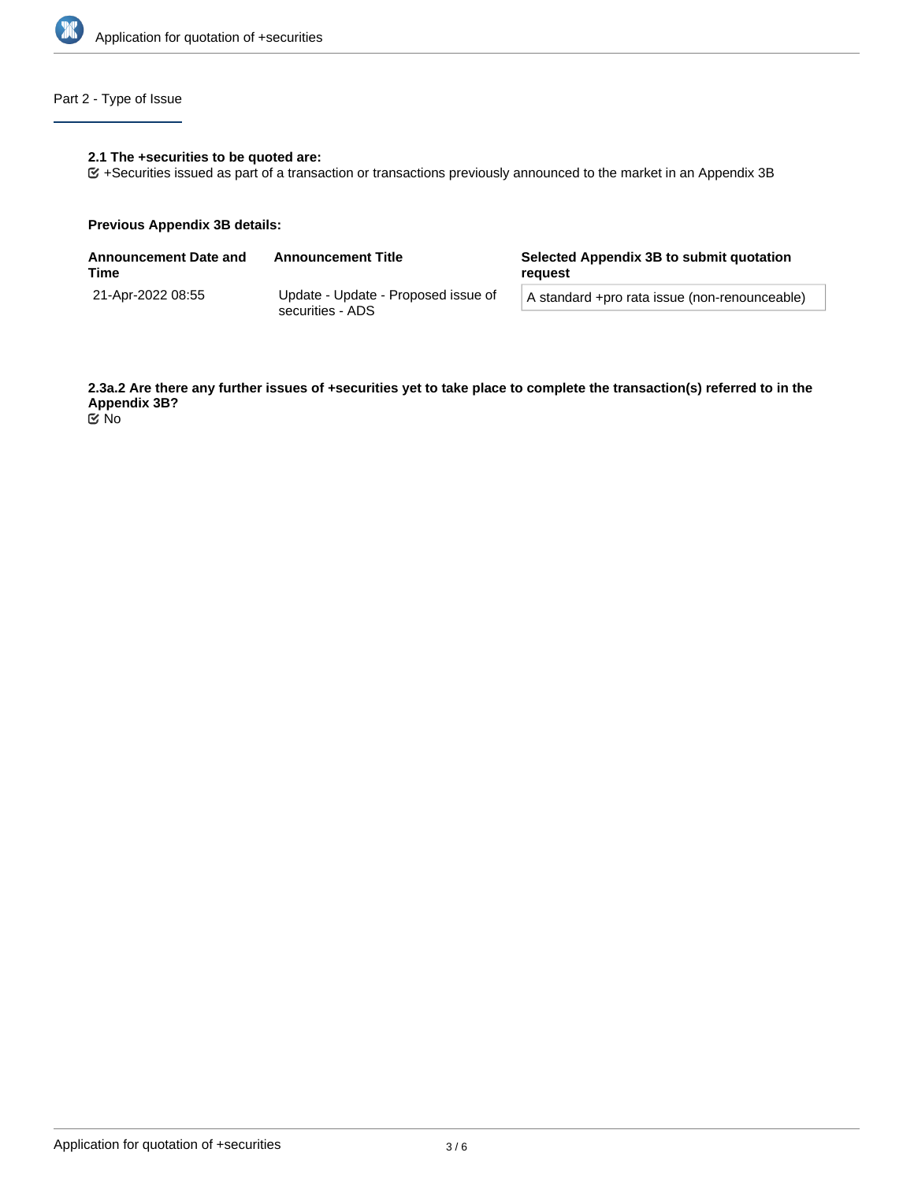## Part 2 - Type of Issue

**2.1 The +securities to be quoted are:**

☑ +Securities issued as part of a transaction or transactions previously announced to the market in an Appendix 3B

**Previous Appendix 3B details:**

| Announcement Date and Time | Announcement Title | Selected Appendix 3B to submit quotation request |
| --- | --- | --- |
| 21-Apr-2022 08:55 | Update - Update - Proposed issue of securities - ADS | A standard +pro rata issue (non-renounceable) |

**2.3a.2 Are there any further issues of +securities yet to take place to complete the transaction(s) referred to in the Appendix 3B?**

☑ No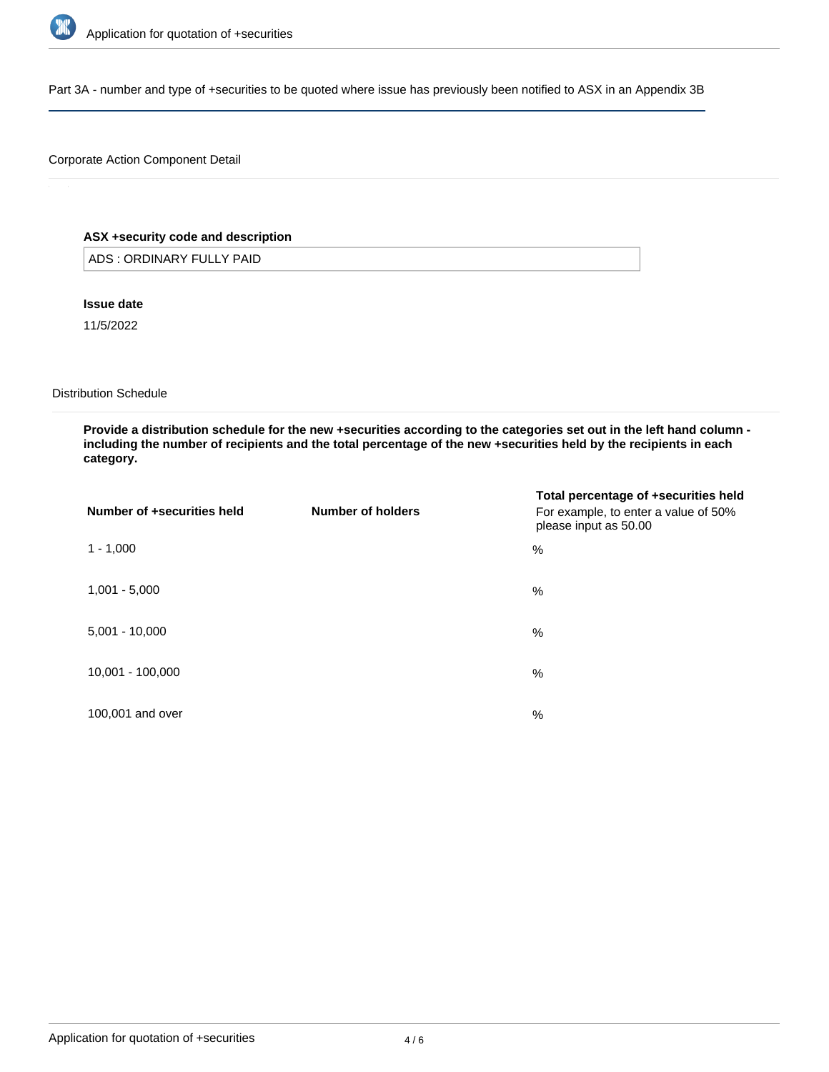Part 3A - number and type of +securities to be quoted where issue has previously been notified to ASX in an Appendix 3B

Corporate Action Component Detail

**ASX +security code and description**

ADS : ORDINARY FULLY PAID

**Issue date**

11/5/2022

Distribution Schedule

**Provide a distribution schedule for the new +securities according to the categories set out in the left hand column - including the number of recipients and the total percentage of the new +securities held by the recipients in each category.**

| Number of +securities held | Number of holders | Total percentage of +securities held For example, to enter a value of 50% please input as 50.00 |
| --- | --- | --- |
| 1 - 1,000 | | % |
| 1,001 - 5,000 | | % |
| 5,001 - 10,000 | | % |
| 10,001 - 100,000 | | % |
| 100,001 and over | | % |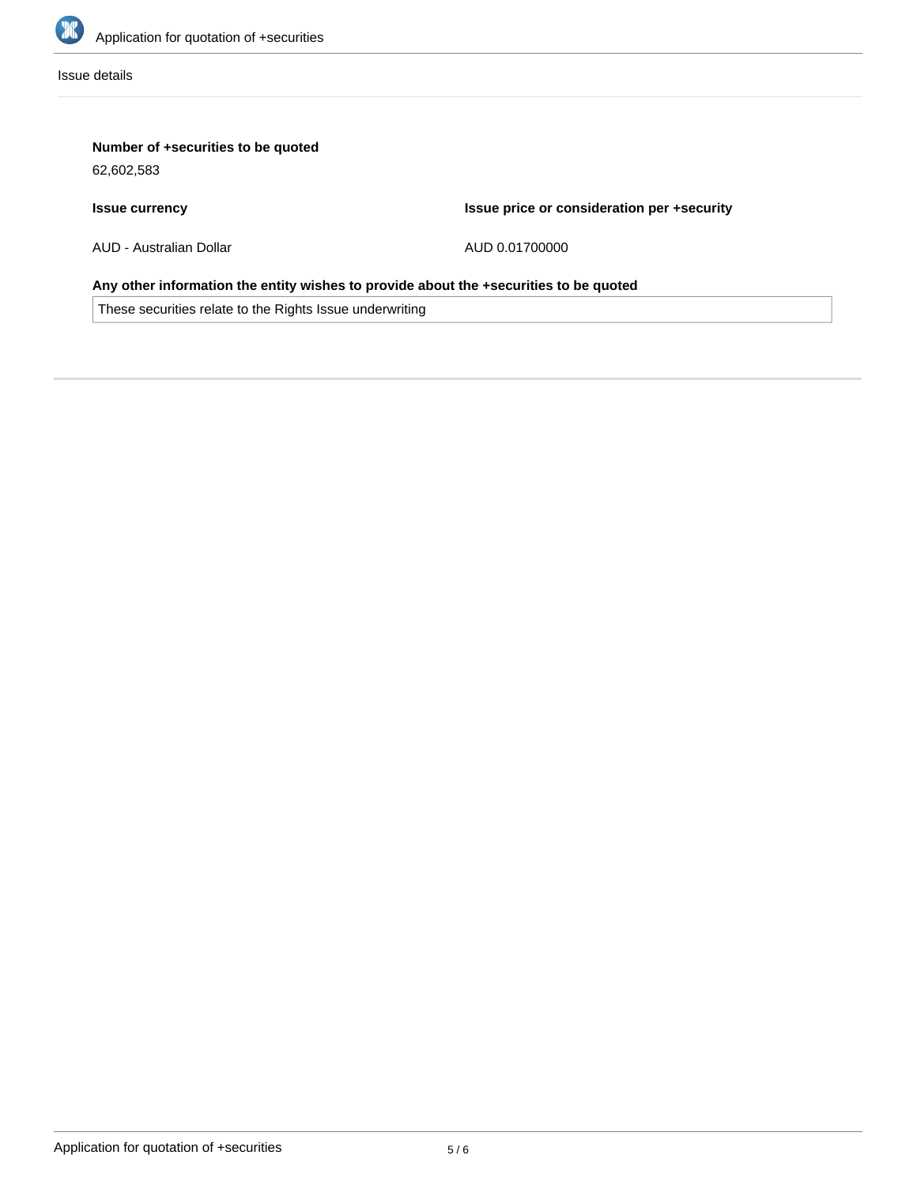Issue details

**Number of +securities to be quoted**

62,602,583

| **Issue currency** | **Issue price or consideration per +security** |
| --- | --- |
| AUD - Australian Dollar | AUD 0.01700000 |

**Any other information the entity wishes to provide about the +securities to be quoted**

These securities relate to the Rights Issue underwriting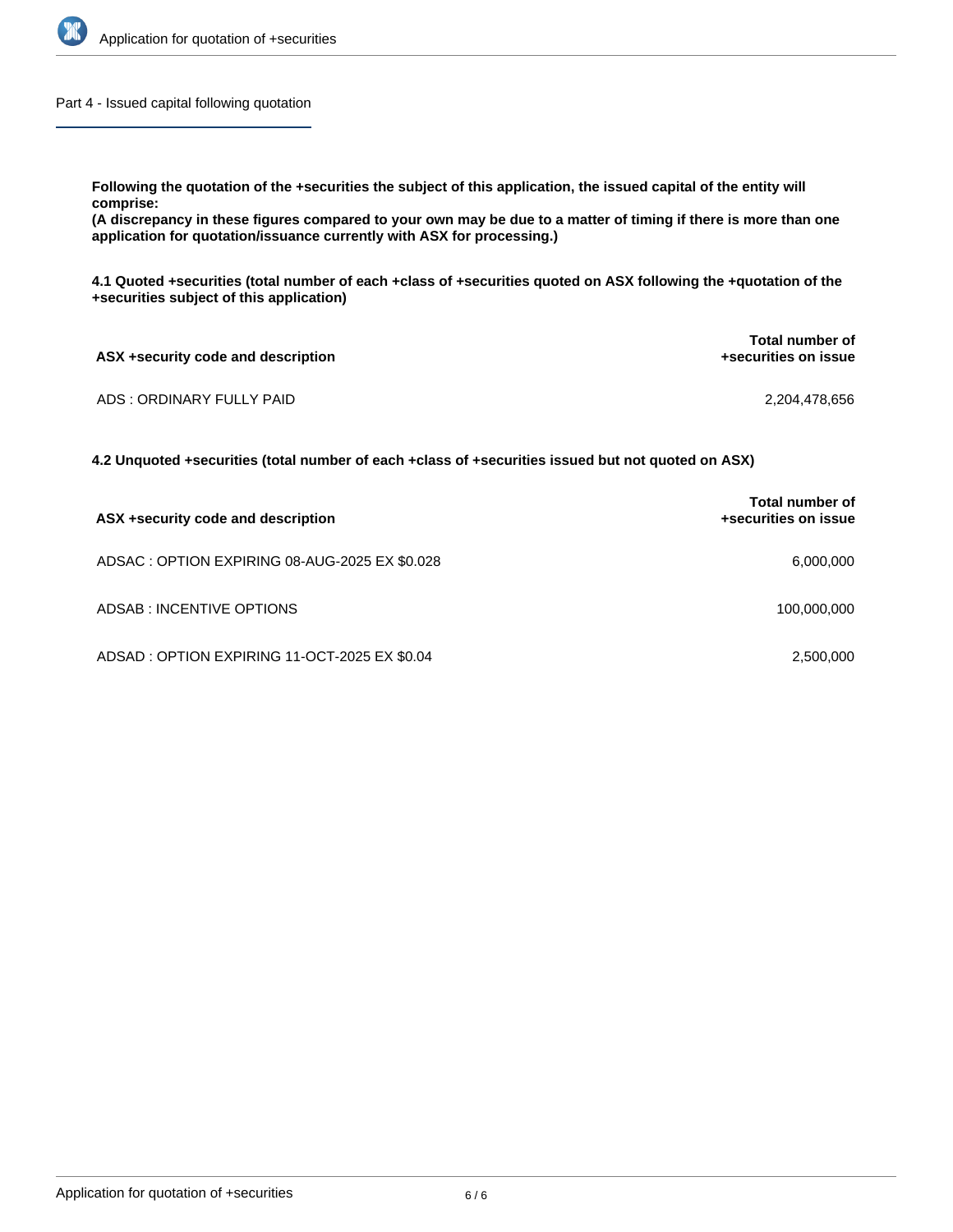## Part 4 - Issued capital following quotation

**Following the quotation of the +securities the subject of this application, the issued capital of the entity will comprise:**
**(A discrepancy in these figures compared to your own may be due to a matter of timing if there is more than one application for quotation/issuance currently with ASX for processing.)**

**4.1 Quoted +securities (total number of each +class of +securities quoted on ASX following the +quotation of the +securities subject of this application)**

| ASX +security code and description | Total number of +securities on issue |
|---|---|
| ADS : ORDINARY FULLY PAID | 2,204,478,656 |

**4.2 Unquoted +securities (total number of each +class of +securities issued but not quoted on ASX)**

| ASX +security code and description | Total number of +securities on issue |
|---|---|
| ADSAC : OPTION EXPIRING 08-AUG-2025 EX $0.028 | 6,000,000 |
| ADSAB : INCENTIVE OPTIONS | 100,000,000 |
| ADSAD : OPTION EXPIRING 11-OCT-2025 EX $0.04 | 2,500,000 |